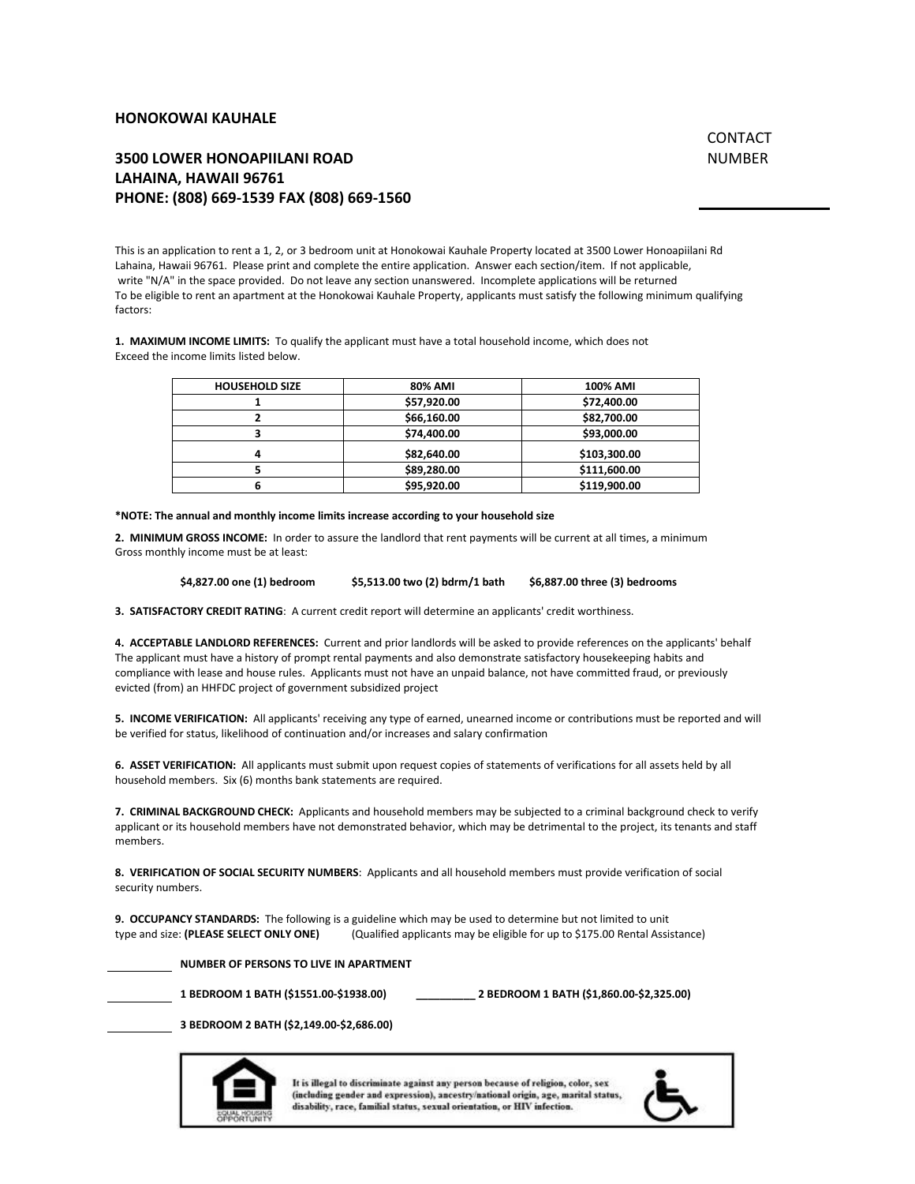**HONOKOWAI KAUHALE**

**3500 LOWER HONOAPIILANI ROAD**
**LAHAINA, HAWAII 96761**
**PHONE: (808) 669-1539 FAX (808) 669-1560**

CONTACT NUMBER

______________

This is an application to rent a 1, 2, or 3 bedroom unit at Honokowai Kauhale Property located at 3500 Lower Honoapiilani Rd Lahaina, Hawaii 96761. Please print and complete the entire application. Answer each section/item. If not applicable, write "N/A" in the space provided. Do not leave any section unanswered. Incomplete applications will be returned
To be eligible to rent an apartment at the Honokowai Kauhale Property, applicants must satisfy the following minimum qualifying factors:

**1. MAXIMUM INCOME LIMITS:** To qualify the applicant must have a total household income, which does not Exceed the income limits listed below.

| HOUSEHOLD SIZE | 80% AMI | 100% AMI |
|---|---|---|
| 1 | $57,920.00 | $72,400.00 |
| 2 | $66,160.00 | $82,700.00 |
| 3 | $74,400.00 | $93,000.00 |
| 4 | $82,640.00 | $103,300.00 |
| 5 | $89,280.00 | $111,600.00 |
| 6 | $95,920.00 | $119,900.00 |

**\*NOTE: The annual and monthly income limits increase according to your household size**

**2. MINIMUM GROSS INCOME:** In order to assure the landlord that rent payments will be current at all times, a minimum Gross monthly income must be at least:

**$4,827.00 one (1) bedroom** **$5,513.00 two (2) bdrm/1 bath** **$6,887.00 three (3) bedrooms**

**3. SATISFACTORY CREDIT RATING**: A current credit report will determine an applicants' credit worthiness.

**4. ACCEPTABLE LANDLORD REFERENCES:** Current and prior landlords will be asked to provide references on the applicants' behalf The applicant must have a history of prompt rental payments and also demonstrate satisfactory housekeeping habits and compliance with lease and house rules. Applicants must not have an unpaid balance, not have committed fraud, or previously evicted (from) an HHFDC project of government subsidized project

**5. INCOME VERIFICATION:** All applicants' receiving any type of earned, unearned income or contributions must be reported and will be verified for status, likelihood of continuation and/or increases and salary confirmation

**6. ASSET VERIFICATION:** All applicants must submit upon request copies of statements of verifications for all assets held by all household members. Six (6) months bank statements are required.

**7. CRIMINAL BACKGROUND CHECK:** Applicants and household members may be subjected to a criminal background check to verify applicant or its household members have not demonstrated behavior, which may be detrimental to the project, its tenants and staff members.

**8. VERIFICATION OF SOCIAL SECURITY NUMBERS**: Applicants and all household members must provide verification of social security numbers.

**9. OCCUPANCY STANDARDS:** The following is a guideline which may be used to determine but not limited to unit type and size: **(PLEASE SELECT ONLY ONE)** (Qualified applicants may be eligible for up to $175.00 Rental Assistance)

__________ **NUMBER OF PERSONS TO LIVE IN APARTMENT**

__________ **1 BEDROOM 1 BATH ($1551.00-$1938.00)** __________ **2 BEDROOM 1 BATH ($1,860.00-$2,325.00)**

__________ **3 BEDROOM 2 BATH ($2,149.00-$2,686.00)**

EQUAL HOUSING OPPORTUNITY

It is illegal to discriminate against any person because of religion, color, sex (including gender and expression), ancestry/national origin, age, marital status, disability, race, familial status, sexual orientation, or HIV infection.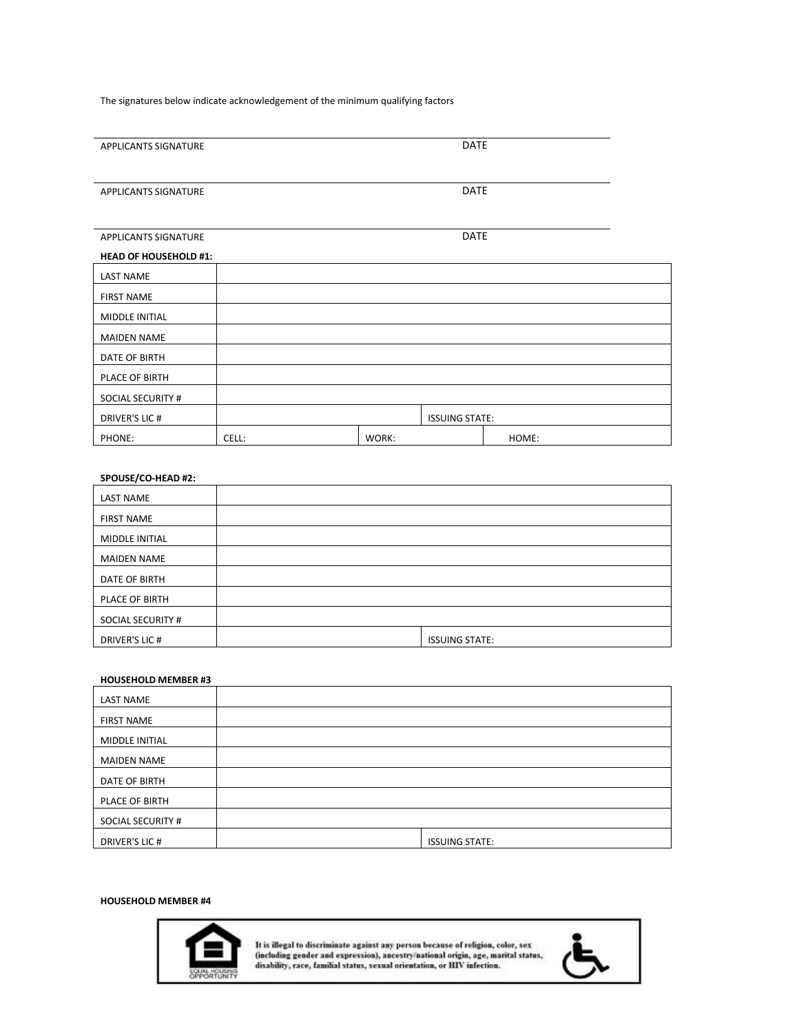The signatures below indicate acknowledgement of the minimum qualifying factors

APPLICANTS SIGNATURE DATE

APPLICANTS SIGNATURE DATE

APPLICANTS SIGNATURE DATE

**HEAD OF HOUSEHOLD #1:**

| | | | |
|---|---|---|---|
| LAST NAME | | | |
| FIRST NAME | | | |
| MIDDLE INITIAL | | | |
| MAIDEN NAME | | | |
| DATE OF BIRTH | | | |
| PLACE OF BIRTH | | | |
| SOCIAL SECURITY # | | | |
| DRIVER'S LIC # | | ISSUING STATE: | |
| PHONE: | CELL: | WORK: | HOME: |

**SPOUSE/CO-HEAD #2:**

| | | |
|---|---|---|
| LAST NAME | | |
| FIRST NAME | | |
| MIDDLE INITIAL | | |
| MAIDEN NAME | | |
| DATE OF BIRTH | | |
| PLACE OF BIRTH | | |
| SOCIAL SECURITY # | | |
| DRIVER'S LIC # | | ISSUING STATE: |

**HOUSEHOLD MEMBER #3**

| | | |
|---|---|---|
| LAST NAME | | |
| FIRST NAME | | |
| MIDDLE INITIAL | | |
| MAIDEN NAME | | |
| DATE OF BIRTH | | |
| PLACE OF BIRTH | | |
| SOCIAL SECURITY # | | |
| DRIVER'S LIC # | | ISSUING STATE: |

**HOUSEHOLD MEMBER #4**

EQUAL HOUSING OPPORTUNITY

It is illegal to discriminate against any person because of religion, color, sex (including gender and expression), ancestry/national origin, age, marital status, disability, race, familial status, sexual orientation, or HIV infection.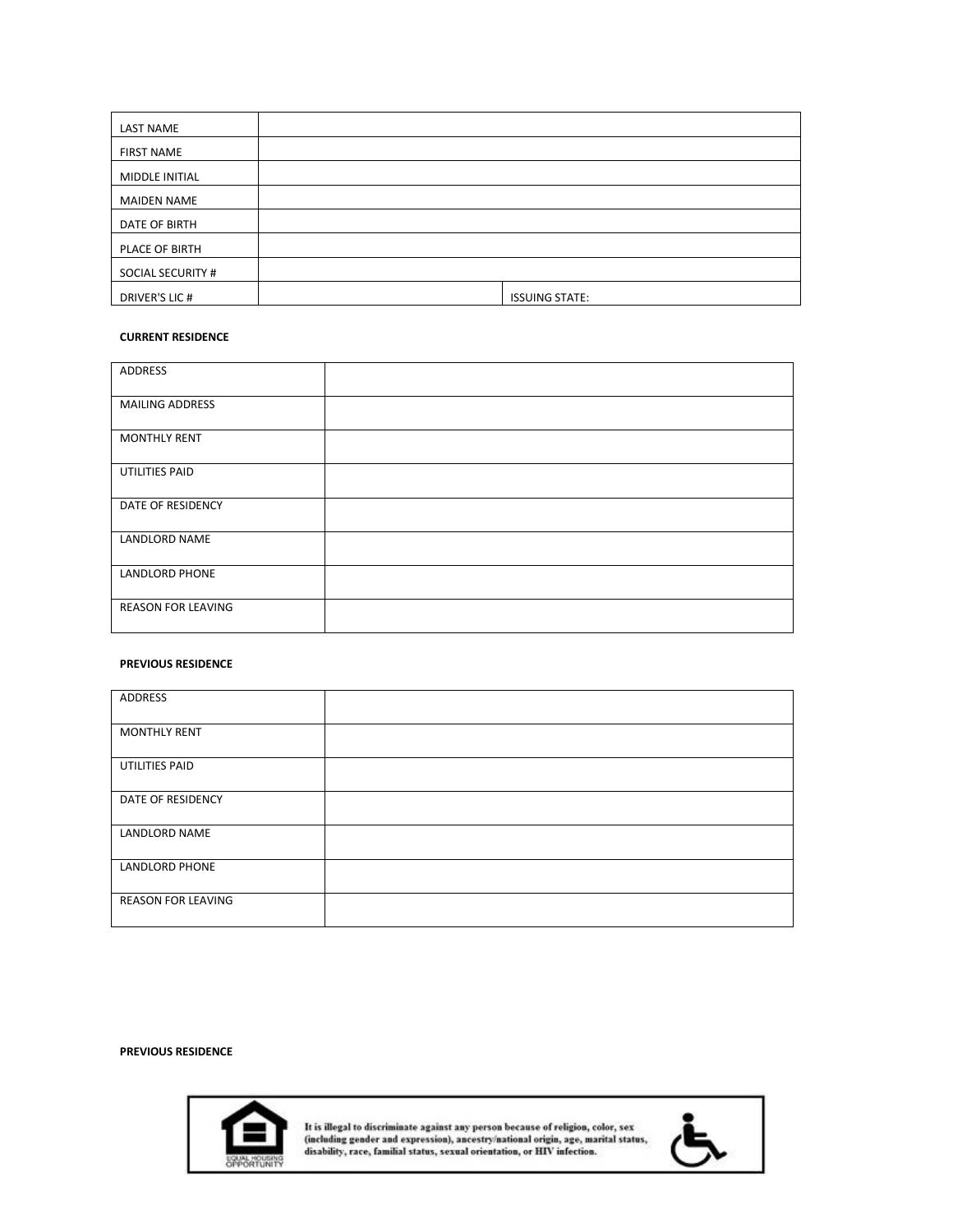| LAST NAME | | |
| --- | --- | --- |
| FIRST NAME | | |
| MIDDLE INITIAL | | |
| MAIDEN NAME | | |
| DATE OF BIRTH | | |
| PLACE OF BIRTH | | |
| SOCIAL SECURITY # | | |
| DRIVER'S LIC # | | ISSUING STATE: |

**CURRENT RESIDENCE**

| ADDRESS | |
| --- | --- |
| MAILING ADDRESS | |
| MONTHLY RENT | |
| UTILITIES PAID | |
| DATE OF RESIDENCY | |
| LANDLORD NAME | |
| LANDLORD PHONE | |
| REASON FOR LEAVING | |

**PREVIOUS RESIDENCE**

| ADDRESS | |
| --- | --- |
| MONTHLY RENT | |
| UTILITIES PAID | |
| DATE OF RESIDENCY | |
| LANDLORD NAME | |
| LANDLORD PHONE | |
| REASON FOR LEAVING | |

**PREVIOUS RESIDENCE**

EQUAL HOUSING OPPORTUNITY

It is illegal to discriminate against any person because of religion, color, sex (including gender and expression), ancestry/national origin, age, marital status, disability, race, familial status, sexual orientation, or HIV infection.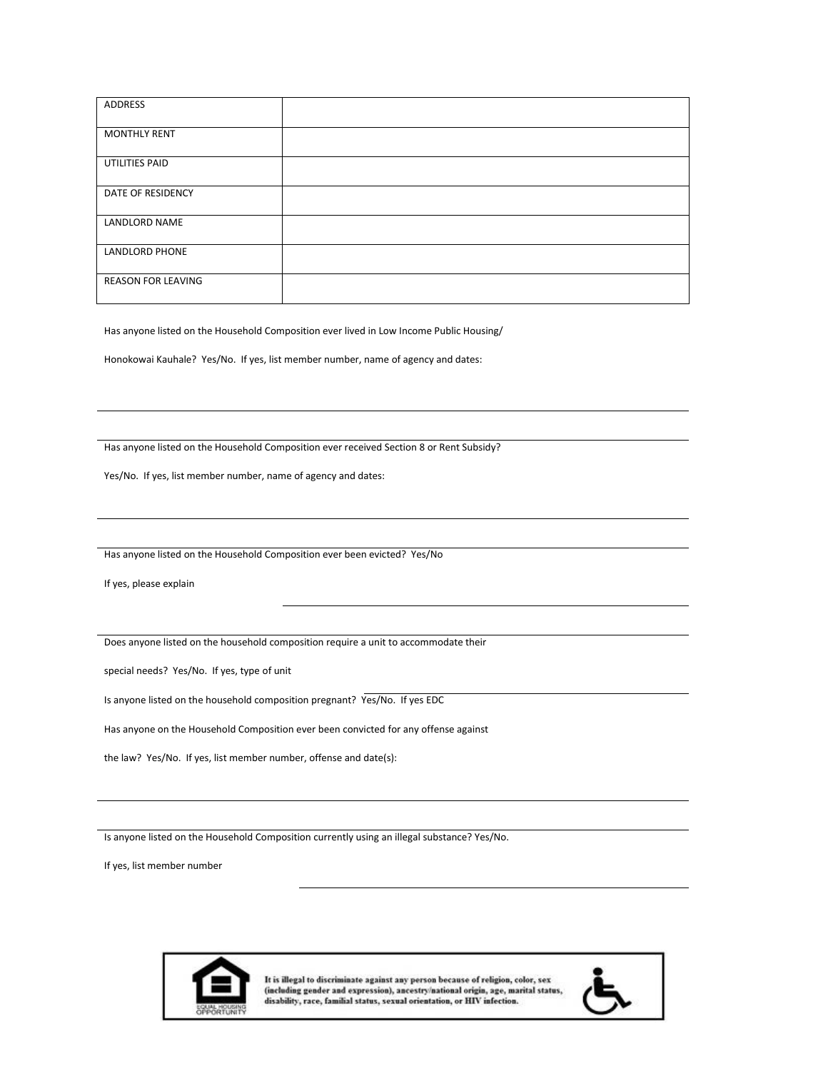| ADDRESS | |
|---|---|
| MONTHLY RENT | |
| UTILITIES PAID | |
| DATE OF RESIDENCY | |
| LANDLORD NAME | |
| LANDLORD PHONE | |
| REASON FOR LEAVING | |

Has anyone listed on the Household Composition ever lived in Low Income Public Housing/

Honokowai Kauhale? Yes/No. If yes, list member number, name of agency and dates:

_______________________________________________

_______________________________________________

Has anyone listed on the Household Composition ever received Section 8 or Rent Subsidy?

Yes/No. If yes, list member number, name of agency and dates:

_______________________________________________

_______________________________________________

Has anyone listed on the Household Composition ever been evicted? Yes/No

If yes, please explain _______________________________________________

_______________________________________________

Does anyone listed on the household composition require a unit to accommodate their

special needs? Yes/No. If yes, type of unit _______________________________________________

Is anyone listed on the household composition pregnant? Yes/No. If yes EDC

Has anyone on the Household Composition ever been convicted for any offense against

the law? Yes/No. If yes, list member number, offense and date(s):

_______________________________________________

_______________________________________________

Is anyone listed on the Household Composition currently using an illegal substance? Yes/No.

If yes, list member number _______________________________________________

EQUAL HOUSING OPPORTUNITY

It is illegal to discriminate against any person because of religion, color, sex (including gender and expression), ancestry/national origin, age, marital status, disability, race, familial status, sexual orientation, or HIV infection.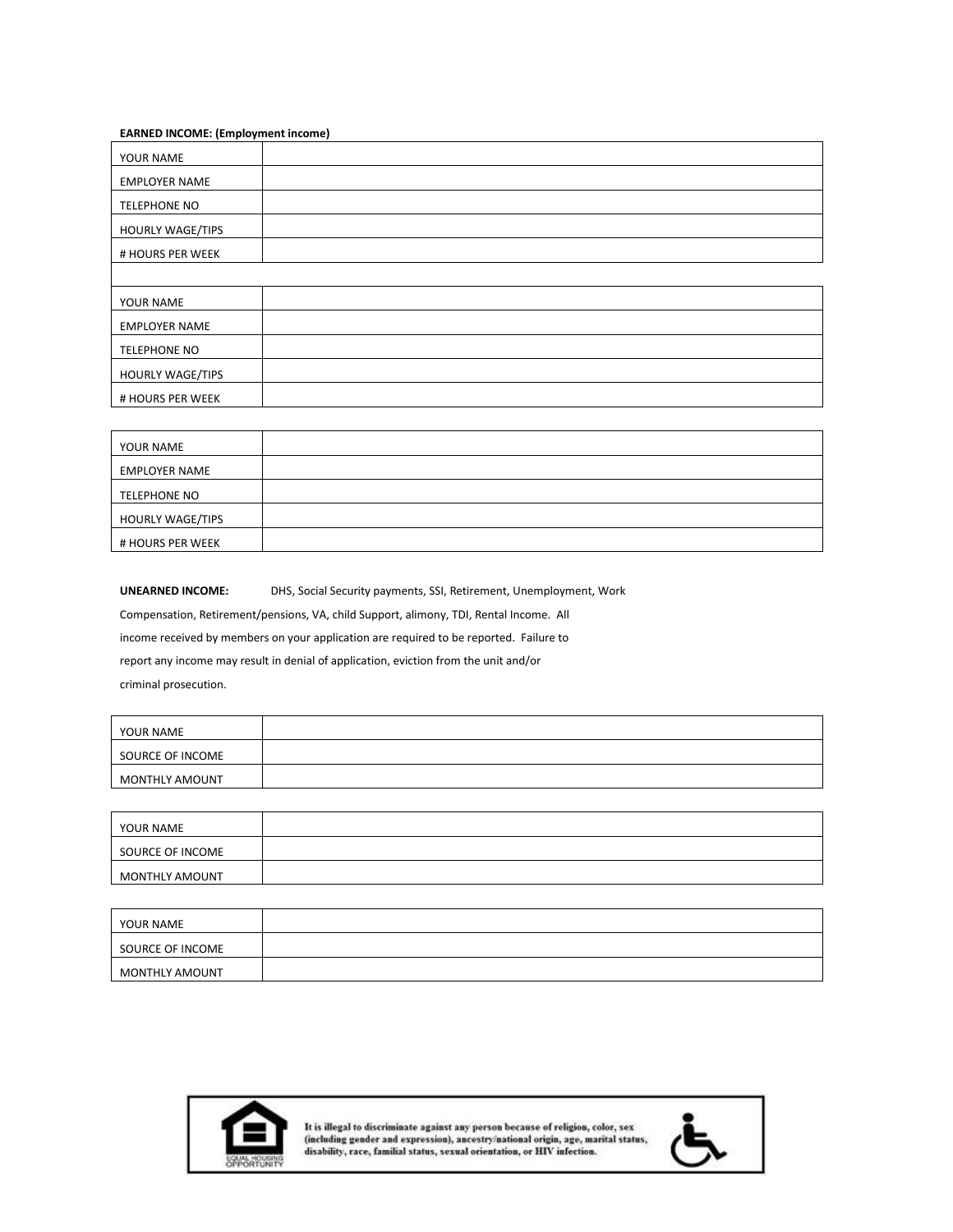**EARNED INCOME: (Employment income)**

| | |
|---|---|
| YOUR NAME | |
| EMPLOYER NAME | |
| TELEPHONE NO | |
| HOURLY WAGE/TIPS | |
| # HOURS PER WEEK | |

| | |
|---|---|
| YOUR NAME | |
| EMPLOYER NAME | |
| TELEPHONE NO | |
| HOURLY WAGE/TIPS | |
| # HOURS PER WEEK | |

| | |
|---|---|
| YOUR NAME | |
| EMPLOYER NAME | |
| TELEPHONE NO | |
| HOURLY WAGE/TIPS | |
| # HOURS PER WEEK | |

**UNEARNED INCOME:** DHS, Social Security payments, SSI, Retirement, Unemployment, Work Compensation, Retirement/pensions, VA, child Support, alimony, TDI, Rental Income. All income received by members on your application are required to be reported. Failure to report any income may result in denial of application, eviction from the unit and/or criminal prosecution.

| | |
|---|---|
| YOUR NAME | |
| SOURCE OF INCOME | |
| MONTHLY AMOUNT | |

| | |
|---|---|
| YOUR NAME | |
| SOURCE OF INCOME | |
| MONTHLY AMOUNT | |

| | |
|---|---|
| YOUR NAME | |
| SOURCE OF INCOME | |
| MONTHLY AMOUNT | |

EQUAL HOUSING OPPORTUNITY

It is illegal to discriminate against any person because of religion, color, sex (including gender and expression), ancestry/national origin, age, marital status, disability, race, familial status, sexual orientation, or HIV infection.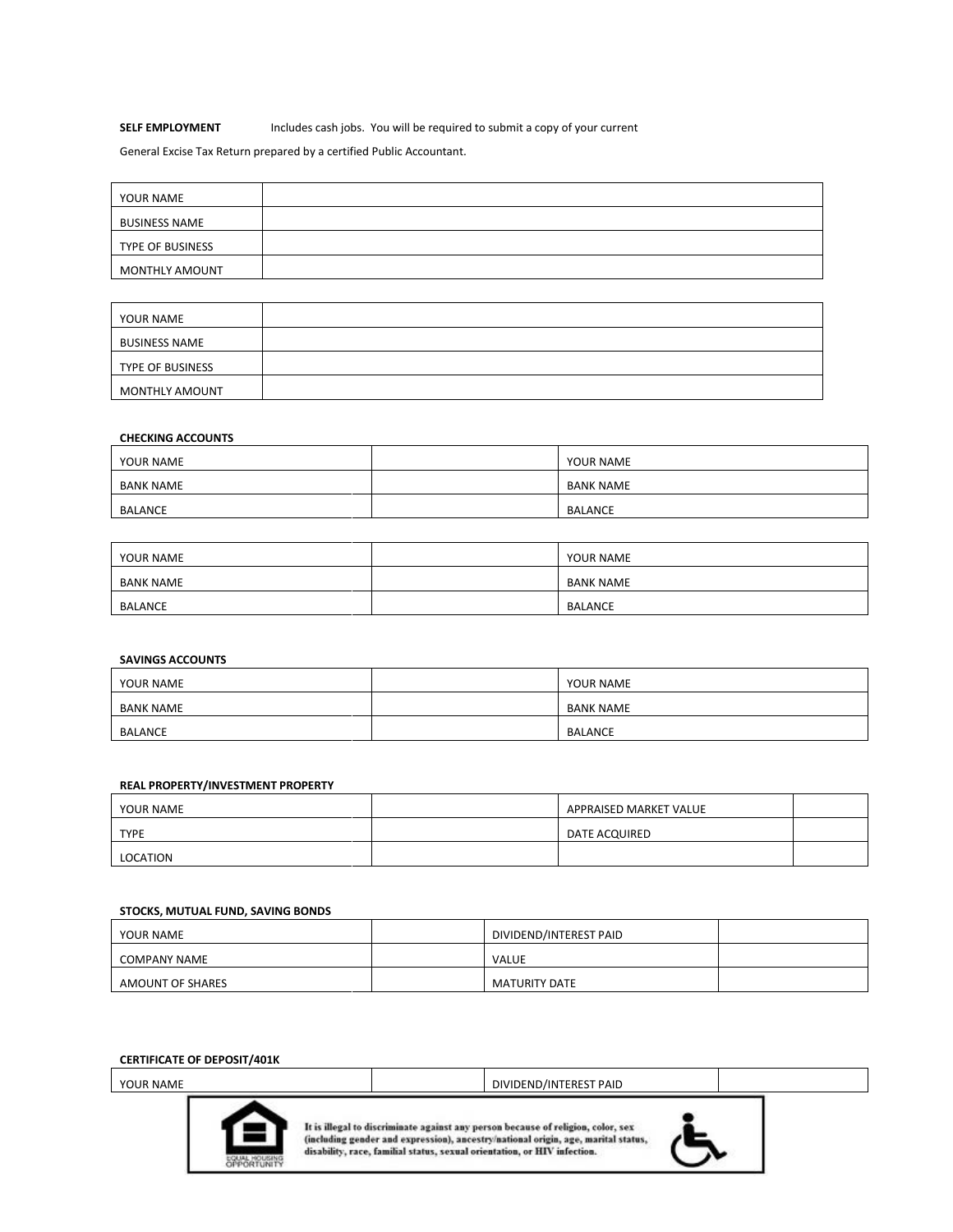**SELF EMPLOYMENT** Includes cash jobs. You will be required to submit a copy of your current General Excise Tax Return prepared by a certified Public Accountant.

| | |
|---|---|
| YOUR NAME | |
| BUSINESS NAME | |
| TYPE OF BUSINESS | |
| MONTHLY AMOUNT | |

| | |
|---|---|
| YOUR NAME | |
| BUSINESS NAME | |
| TYPE OF BUSINESS | |
| MONTHLY AMOUNT | |

**CHECKING ACCOUNTS**

| | | |
|---|---|---|
| YOUR NAME | | YOUR NAME |
| BANK NAME | | BANK NAME |
| BALANCE | | BALANCE |

| | | |
|---|---|---|
| YOUR NAME | | YOUR NAME |
| BANK NAME | | BANK NAME |
| BALANCE | | BALANCE |

**SAVINGS ACCOUNTS**

| | | |
|---|---|---|
| YOUR NAME | | YOUR NAME |
| BANK NAME | | BANK NAME |
| BALANCE | | BALANCE |

**REAL PROPERTY/INVESTMENT PROPERTY**

| | | | |
|---|---|---|---|
| YOUR NAME | | APPRAISED MARKET VALUE | |
| TYPE | | DATE ACQUIRED | |
| LOCATION | | | |

**STOCKS, MUTUAL FUND, SAVING BONDS**

| | | | |
|---|---|---|---|
| YOUR NAME | | DIVIDEND/INTEREST PAID | |
| COMPANY NAME | | VALUE | |
| AMOUNT OF SHARES | | MATURITY DATE | |

**CERTIFICATE OF DEPOSIT/401K**

| | | | |
|---|---|---|---|
| YOUR NAME | | DIVIDEND/INTEREST PAID | |

EQUAL HOUSING OPPORTUNITY

It is illegal to discriminate against any person because of religion, color, sex (including gender and expression), ancestry/national origin, age, marital status, disability, race, familial status, sexual orientation, or HIV infection.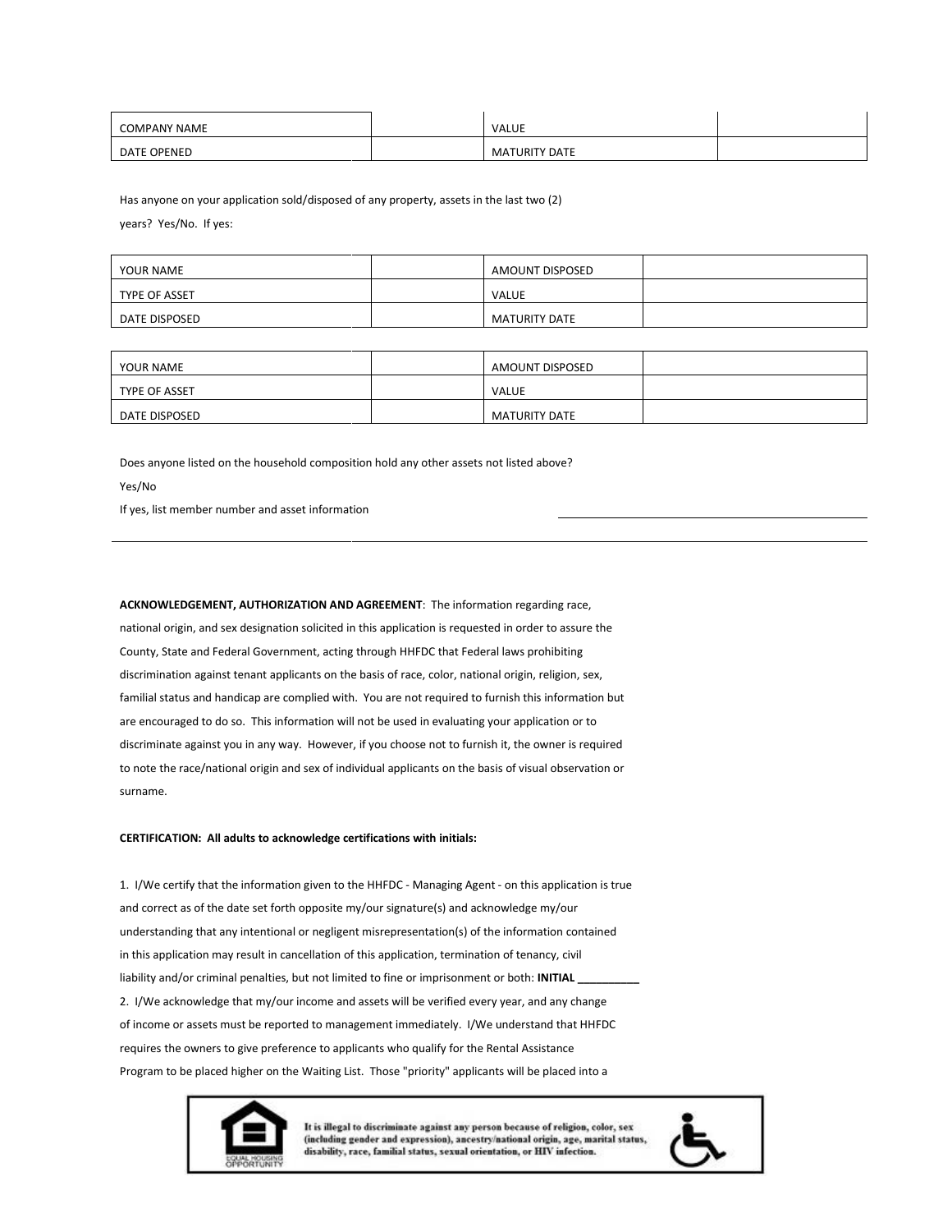| COMPANY NAME | | VALUE | |
| --- | --- | --- | --- |
| DATE OPENED | | MATURITY DATE | |

Has anyone on your application sold/disposed of any property, assets in the last two (2) years? Yes/No. If yes:

| YOUR NAME | | AMOUNT DISPOSED | |
| --- | --- | --- | --- |
| TYPE OF ASSET | | VALUE | |
| DATE DISPOSED | | MATURITY DATE | |

| YOUR NAME | | AMOUNT DISPOSED | |
| --- | --- | --- | --- |
| TYPE OF ASSET | | VALUE | |
| DATE DISPOSED | | MATURITY DATE | |

Does anyone listed on the household composition hold any other assets not listed above?

Yes/No

If yes, list member number and asset information ______________________________

______________________________________________________________________

**ACKNOWLEDGEMENT, AUTHORIZATION AND AGREEMENT**: The information regarding race, national origin, and sex designation solicited in this application is requested in order to assure the County, State and Federal Government, acting through HHFDC that Federal laws prohibiting discrimination against tenant applicants on the basis of race, color, national origin, religion, sex, familial status and handicap are complied with. You are not required to furnish this information but are encouraged to do so. This information will not be used in evaluating your application or to discriminate against you in any way. However, if you choose not to furnish it, the owner is required to note the race/national origin and sex of individual applicants on the basis of visual observation or surname.

**CERTIFICATION: All adults to acknowledge certifications with initials:**

1. I/We certify that the information given to the HHFDC - Managing Agent - on this application is true and correct as of the date set forth opposite my/our signature(s) and acknowledge my/our understanding that any intentional or negligent misrepresentation(s) of the information contained in this application may result in cancellation of this application, termination of tenancy, civil liability and/or criminal penalties, but not limited to fine or imprisonment or both: **INITIAL __________**
2. I/We acknowledge that my/our income and assets will be verified every year, and any change of income or assets must be reported to management immediately. I/We understand that HHFDC requires the owners to give preference to applicants who qualify for the Rental Assistance Program to be placed higher on the Waiting List. Those "priority" applicants will be placed into a

It is illegal to discriminate against any person because of religion, color, sex (including gender and expression), ancestry/national origin, age, marital status, disability, race, familial status, sexual orientation, or HIV infection.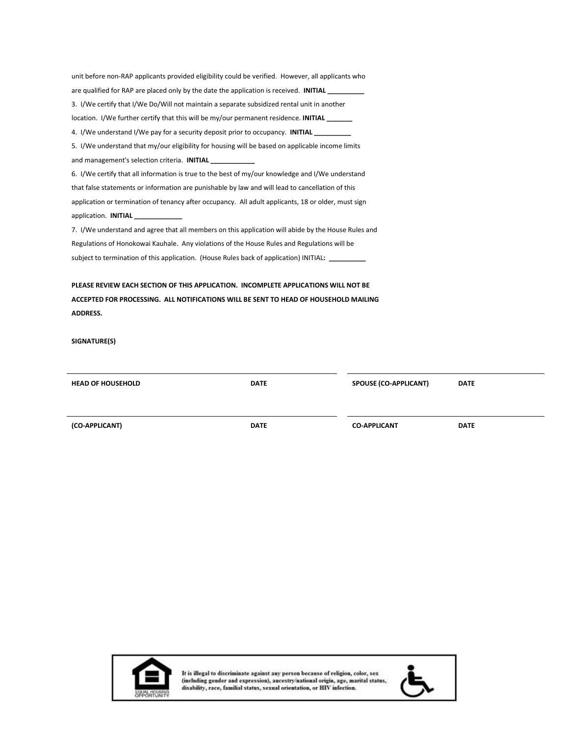unit before non-RAP applicants provided eligibility could be verified. However, all applicants who are qualified for RAP are placed only by the date the application is received. **INITIAL __________**

3. I/We certify that I/We Do/Will not maintain a separate subsidized rental unit in another location. I/We further certify that this will be my/our permanent residence. **INITIAL _______**

4. I/We understand I/We pay for a security deposit prior to occupancy. **INITIAL __________**

5. I/We understand that my/our eligibility for housing will be based on applicable income limits and management's selection criteria. **INITIAL ____________**

6. I/We certify that all information is true to the best of my/our knowledge and I/We understand that false statements or information are punishable by law and will lead to cancellation of this application or termination of tenancy after occupancy. All adult applicants, 18 or older, must sign application. **INITIAL _____________**

7. I/We understand and agree that all members on this application will abide by the House Rules and Regulations of Honokowai Kauhale. Any violations of the House Rules and Regulations will be subject to termination of this application. (House Rules back of application) INITIAL**:** __________

**PLEASE REVIEW EACH SECTION OF THIS APPLICATION. INCOMPLETE APPLICATIONS WILL NOT BE ACCEPTED FOR PROCESSING. ALL NOTIFICATIONS WILL BE SENT TO HEAD OF HOUSEHOLD MAILING ADDRESS.**

**SIGNATURE(S)**

______________________________________________ ______________________________________________

**HEAD OF HOUSEHOLD** **DATE** **SPOUSE (CO-APPLICANT)** **DATE**

______________________________________________ ______________________________________________

**(CO-APPLICANT)** **DATE** **CO-APPLICANT** **DATE**

EQUAL HOUSING OPPORTUNITY

It is illegal to discriminate against any person because of religion, color, sex (including gender and expression), ancestry/national origin, age, marital status, disability, race, familial status, sexual orientation, or HIV infection.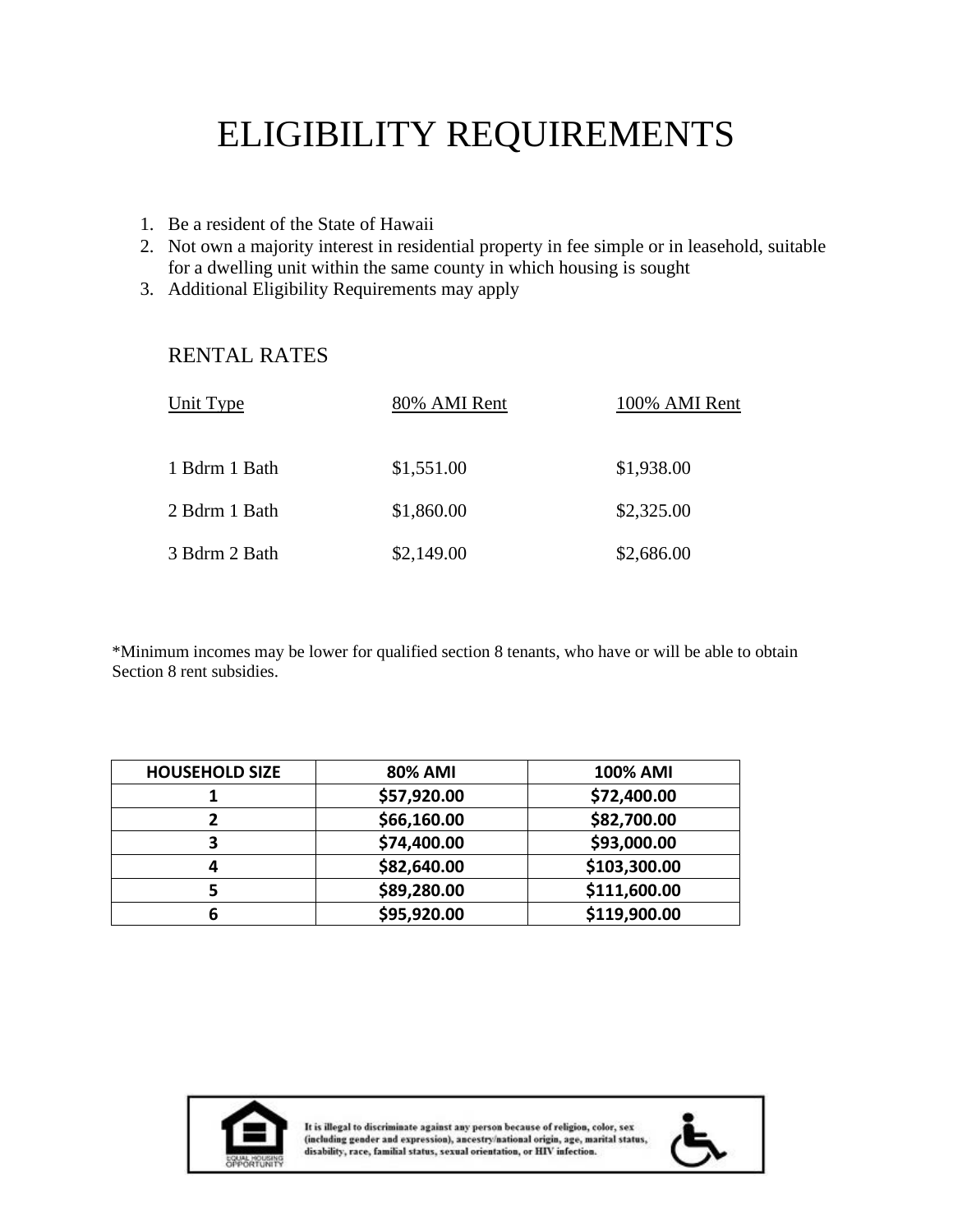# ELIGIBILITY REQUIREMENTS

1. Be a resident of the State of Hawaii
2. Not own a majority interest in residential property in fee simple or in leasehold, suitable for a dwelling unit within the same county in which housing is sought
3. Additional Eligibility Requirements may apply

## RENTAL RATES

| Unit Type | 80% AMI Rent | 100% AMI Rent |
|---|---|---|
| 1 Bdrm 1 Bath | $1,551.00 | $1,938.00 |
| 2 Bdrm 1 Bath | $1,860.00 | $2,325.00 |
| 3 Bdrm 2 Bath | $2,149.00 | $2,686.00 |

*Minimum incomes may be lower for qualified section 8 tenants, who have or will be able to obtain Section 8 rent subsidies.

| HOUSEHOLD SIZE | 80% AMI | 100% AMI |
|---|---|---|
| 1 | $57,920.00 | $72,400.00 |
| 2 | $66,160.00 | $82,700.00 |
| 3 | $74,400.00 | $93,000.00 |
| 4 | $82,640.00 | $103,300.00 |
| 5 | $89,280.00 | $111,600.00 |
| 6 | $95,920.00 | $119,900.00 |

EQUAL HOUSING OPPORTUNITY

It is illegal to discriminate against any person because of religion, color, sex (including gender and expression), ancestry/national origin, age, marital status, disability, race, familial status, sexual orientation, or HIV infection.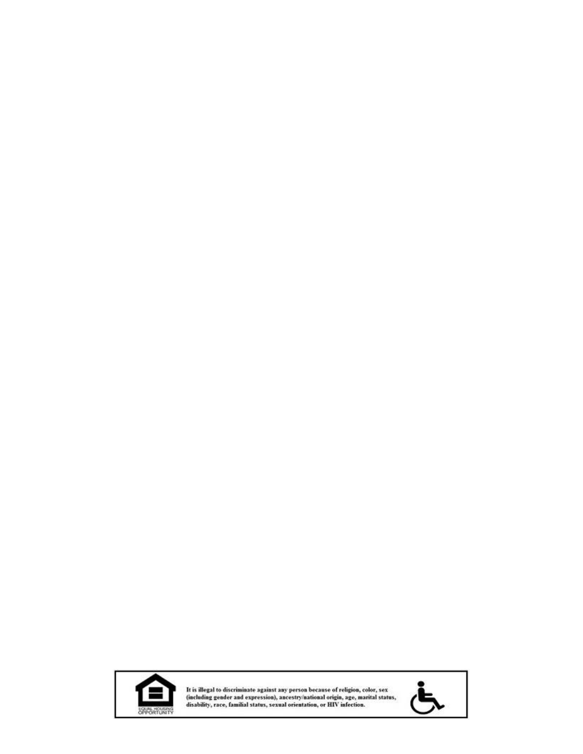EQUAL HOUSING OPPORTUNITY

It is illegal to discriminate against any person because of religion, color, sex (including gender and expression), ancestry/national origin, age, marital status, disability, race, familial status, sexual orientation, or HIV infection.